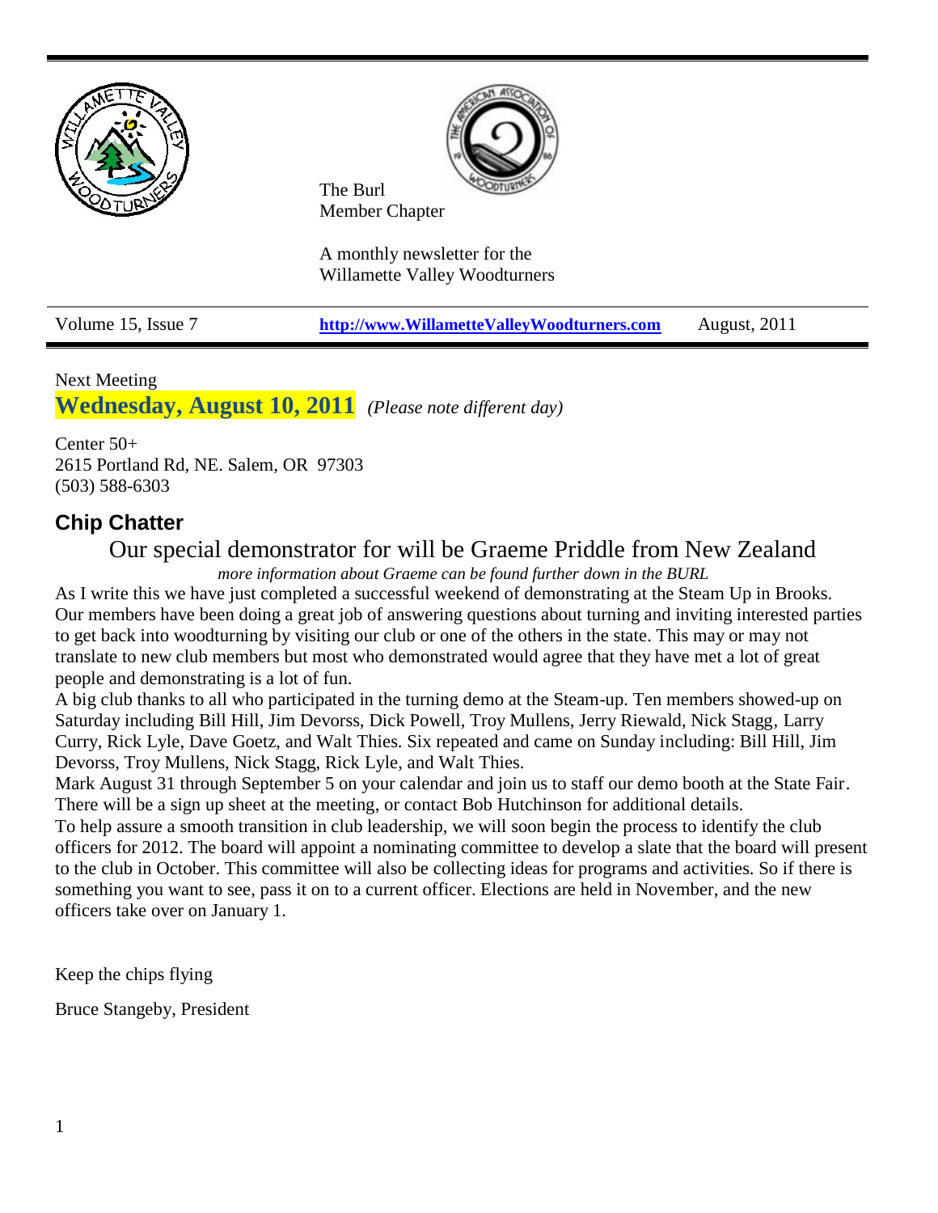The Burl
Member Chapter

A monthly newsletter for the
Willamette Valley Woodturners

Volume 15, Issue 7 | **http://www.WillametteValleyWoodturners.com** | August, 2011

Next Meeting

**Wednesday, August 10, 2011** *(Please note different day)*

Center 50+
2615 Portland Rd, NE. Salem, OR 97303
(503) 588-6303

## Chip Chatter

### Our special demonstrator for will be Graeme Priddle from New Zealand

*more information about Graeme can be found further down in the BURL*

As I write this we have just completed a successful weekend of demonstrating at the Steam Up in Brooks. Our members have been doing a great job of answering questions about turning and inviting interested parties to get back into woodturning by visiting our club or one of the others in the state. This may or may not translate to new club members but most who demonstrated would agree that they have met a lot of great people and demonstrating is a lot of fun.

A big club thanks to all who participated in the turning demo at the Steam-up. Ten members showed-up on Saturday including Bill Hill, Jim Devorss, Dick Powell, Troy Mullens, Jerry Riewald, Nick Stagg, Larry Curry, Rick Lyle, Dave Goetz, and Walt Thies. Six repeated and came on Sunday including: Bill Hill, Jim Devorss, Troy Mullens, Nick Stagg, Rick Lyle, and Walt Thies.

Mark August 31 through September 5 on your calendar and join us to staff our demo booth at the State Fair. There will be a sign up sheet at the meeting, or contact Bob Hutchinson for additional details.

To help assure a smooth transition in club leadership, we will soon begin the process to identify the club officers for 2012. The board will appoint a nominating committee to develop a slate that the board will present to the club in October. This committee will also be collecting ideas for programs and activities. So if there is something you want to see, pass it on to a current officer. Elections are held in November, and the new officers take over on January 1.

Keep the chips flying

Bruce Stangeby, President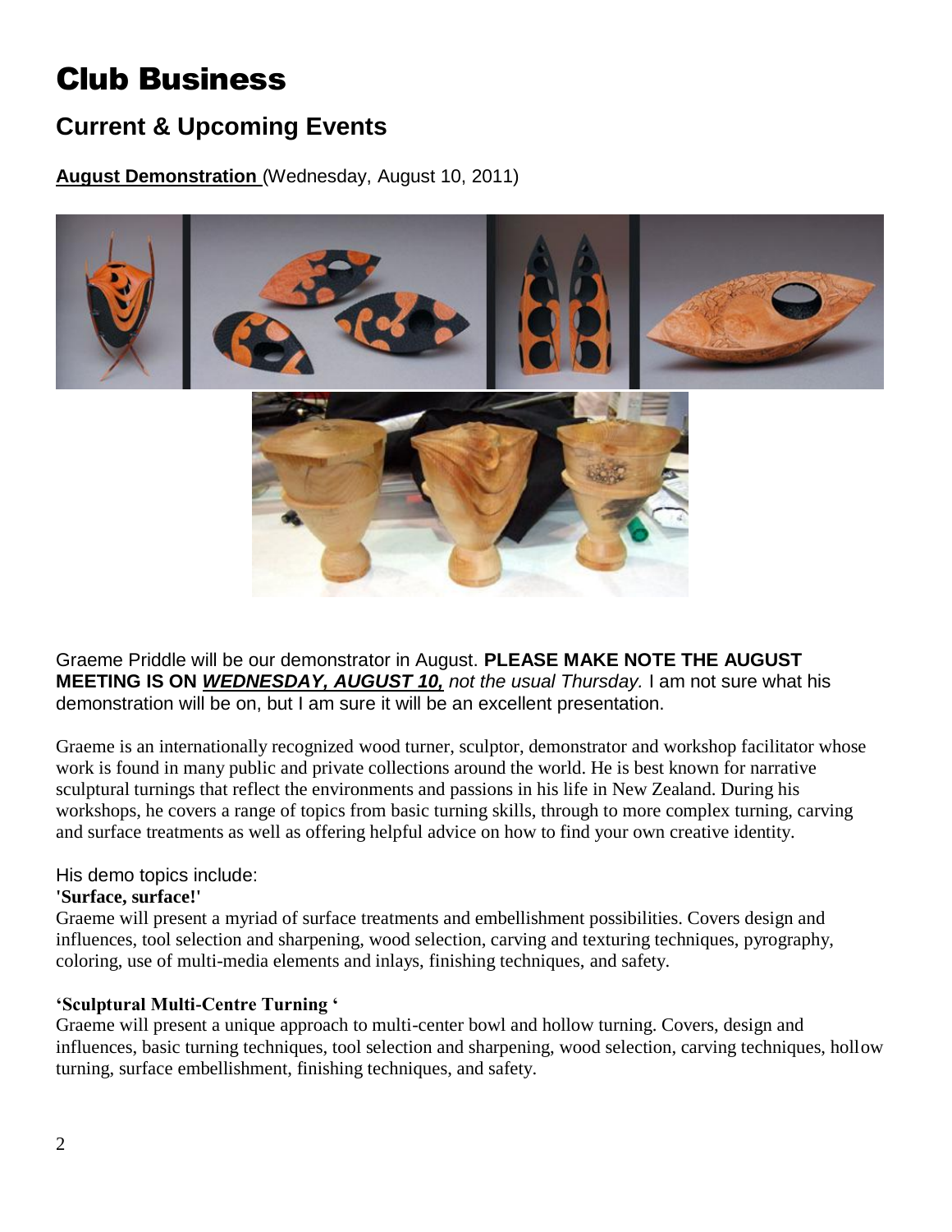# Club Business

## Current & Upcoming Events

**August Demonstration** (Wednesday, August 10, 2011)

Graeme Priddle will be our demonstrator in August. **PLEASE MAKE NOTE THE AUGUST MEETING IS ON *WEDNESDAY, AUGUST 10,*** *not the usual Thursday.* I am not sure what his demonstration will be on, but I am sure it will be an excellent presentation.

Graeme is an internationally recognized wood turner, sculptor, demonstrator and workshop facilitator whose work is found in many public and private collections around the world. He is best known for narrative sculptural turnings that reflect the environments and passions in his life in New Zealand. During his workshops, he covers a range of topics from basic turning skills, through to more complex turning, carving and surface treatments as well as offering helpful advice on how to find your own creative identity.

His demo topics include:

**'Surface, surface!'**

Graeme will present a myriad of surface treatments and embellishment possibilities. Covers design and influences, tool selection and sharpening, wood selection, carving and texturing techniques, pyrography, coloring, use of multi-media elements and inlays, finishing techniques, and safety.

**'Sculptural Multi-Centre Turning '**

Graeme will present a unique approach to multi-center bowl and hollow turning. Covers, design and influences, basic turning techniques, tool selection and sharpening, wood selection, carving techniques, hollow turning, surface embellishment, finishing techniques, and safety.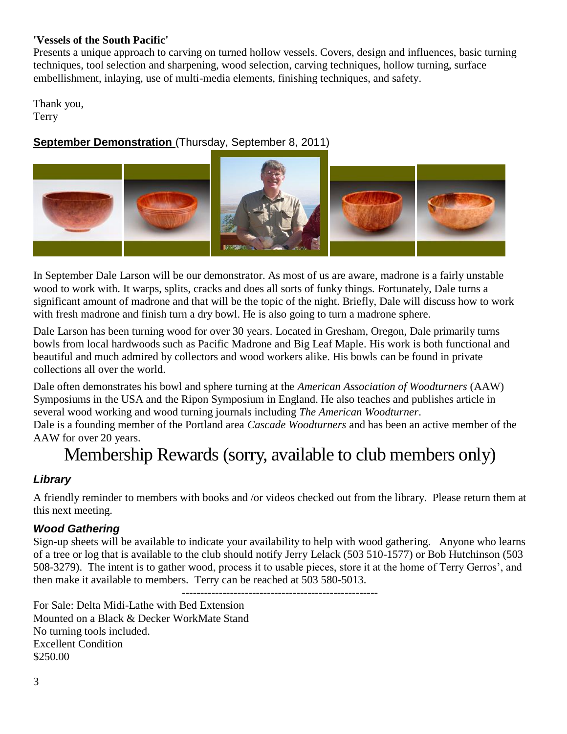**'Vessels of the South Pacific'**
Presents a unique approach to carving on turned hollow vessels. Covers, design and influences, basic turning techniques, tool selection and sharpening, wood selection, carving techniques, hollow turning, surface embellishment, inlaying, use of multi-media elements, finishing techniques, and safety.

Thank you,
Terry

**September Demonstration** (Thursday, September 8, 2011)

In September Dale Larson will be our demonstrator. As most of us are aware, madrone is a fairly unstable wood to work with. It warps, splits, cracks and does all sorts of funky things. Fortunately, Dale turns a significant amount of madrone and that will be the topic of the night. Briefly, Dale will discuss how to work with fresh madrone and finish turn a dry bowl. He is also going to turn a madrone sphere.

Dale Larson has been turning wood for over 30 years. Located in Gresham, Oregon, Dale primarily turns bowls from local hardwoods such as Pacific Madrone and Big Leaf Maple. His work is both functional and beautiful and much admired by collectors and wood workers alike. His bowls can be found in private collections all over the world.

Dale often demonstrates his bowl and sphere turning at the *American Association of Woodturners* (AAW) Symposiums in the USA and the Ripon Symposium in England. He also teaches and publishes article in several wood working and wood turning journals including *The American Woodturner*.
Dale is a founding member of the Portland area *Cascade Woodturners* and has been an active member of the AAW for over 20 years.

# Membership Rewards (sorry, available to club members only)

### *Library*

A friendly reminder to members with books and /or videos checked out from the library. Please return them at this next meeting.

### *Wood Gathering*

Sign-up sheets will be available to indicate your availability to help with wood gathering. Anyone who learns of a tree or log that is available to the club should notify Jerry Lelack (503 510-1577) or Bob Hutchinson (503 508-3279). The intent is to gather wood, process it to usable pieces, store it at the home of Terry Gerros', and then make it available to members. Terry can be reached at 503 580-5013.

---

For Sale: Delta Midi-Lathe with Bed Extension
Mounted on a Black & Decker WorkMate Stand
No turning tools included.
Excellent Condition
$250.00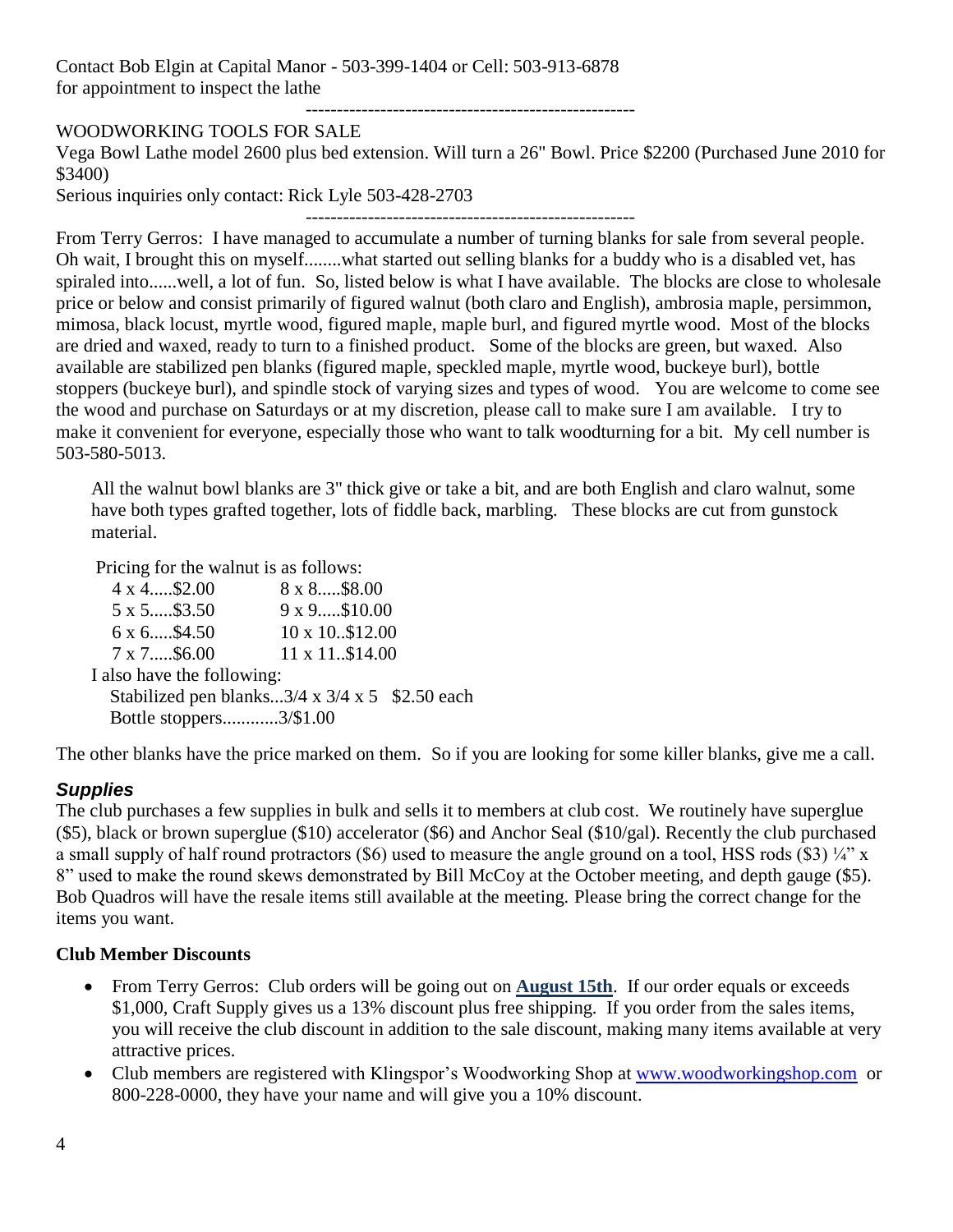Contact Bob Elgin at Capital Manor - 503-399-1404 or Cell: 503-913-6878
for appointment to inspect the lathe

-----------------------------------------------------

WOODWORKING TOOLS FOR SALE
Vega Bowl Lathe model 2600 plus bed extension. Will turn a 26" Bowl. Price $2200 (Purchased June 2010 for $3400)
Serious inquiries only contact: Rick Lyle 503-428-2703

-----------------------------------------------------

From Terry Gerros: I have managed to accumulate a number of turning blanks for sale from several people. Oh wait, I brought this on myself........what started out selling blanks for a buddy who is a disabled vet, has spiraled into......well, a lot of fun. So, listed below is what I have available. The blocks are close to wholesale price or below and consist primarily of figured walnut (both claro and English), ambrosia maple, persimmon, mimosa, black locust, myrtle wood, figured maple, maple burl, and figured myrtle wood. Most of the blocks are dried and waxed, ready to turn to a finished product. Some of the blocks are green, but waxed. Also available are stabilized pen blanks (figured maple, speckled maple, myrtle wood, buckeye burl), bottle stoppers (buckeye burl), and spindle stock of varying sizes and types of wood. You are welcome to come see the wood and purchase on Saturdays or at my discretion, please call to make sure I am available. I try to make it convenient for everyone, especially those who want to talk woodturning for a bit. My cell number is 503-580-5013.

All the walnut bowl blanks are 3" thick give or take a bit, and are both English and claro walnut, some have both types grafted together, lots of fiddle back, marbling. These blocks are cut from gunstock material.

Pricing for the walnut is as follows:

| | |
|---|---|
| 4 x 4.....$2.00 | 8 x 8.....$8.00 |
| 5 x 5.....$3.50 | 9 x 9.....$10.00 |
| 6 x 6.....$4.50 | 10 x 10..$12.00 |
| 7 x 7.....$6.00 | 11 x 11..$14.00 |

I also have the following:

Stabilized pen blanks...3/4 x 3/4 x 5 $2.50 each
Bottle stoppers............3/$1.00

The other blanks have the price marked on them. So if you are looking for some killer blanks, give me a call.

### *Supplies*

The club purchases a few supplies in bulk and sells it to members at club cost. We routinely have superglue ($5), black or brown superglue ($10) accelerator ($6) and Anchor Seal ($10/gal). Recently the club purchased a small supply of half round protractors ($6) used to measure the angle ground on a tool, HSS rods ($3) ¼" x 8" used to make the round skews demonstrated by Bill McCoy at the October meeting, and depth gauge ($5). Bob Quadros will have the resale items still available at the meeting. Please bring the correct change for the items you want.

**Club Member Discounts**

- From Terry Gerros: Club orders will be going out on **August 15th**. If our order equals or exceeds $1,000, Craft Supply gives us a 13% discount plus free shipping. If you order from the sales items, you will receive the club discount in addition to the sale discount, making many items available at very attractive prices.
- Club members are registered with Klingspor's Woodworking Shop at www.woodworkingshop.com or 800-228-0000, they have your name and will give you a 10% discount.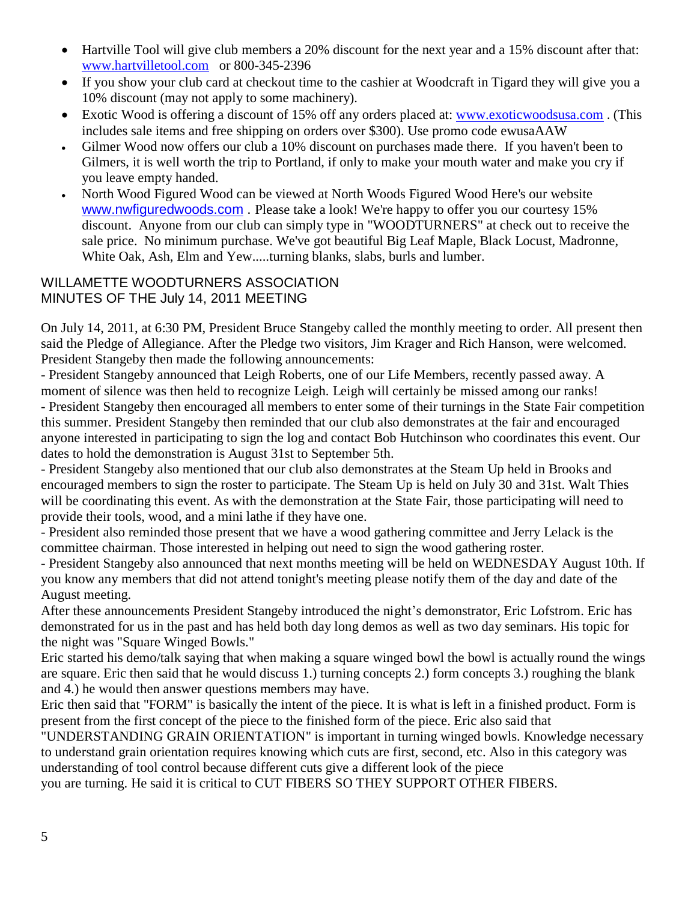- Hartville Tool will give club members a 20% discount for the next year and a 15% discount after that: www.hartvilletool.com or 800-345-2396
- If you show your club card at checkout time to the cashier at Woodcraft in Tigard they will give you a 10% discount (may not apply to some machinery).
- Exotic Wood is offering a discount of 15% off any orders placed at: www.exoticwoodsusa.com . (This includes sale items and free shipping on orders over $300). Use promo code ewusaAAW
- Gilmer Wood now offers our club a 10% discount on purchases made there. If you haven't been to Gilmers, it is well worth the trip to Portland, if only to make your mouth water and make you cry if you leave empty handed.
- North Wood Figured Wood can be viewed at North Woods Figured Wood Here's our website www.nwfiguredwoods.com . Please take a look! We're happy to offer you our courtesy 15% discount. Anyone from our club can simply type in "WOODTURNERS" at check out to receive the sale price. No minimum purchase. We've got beautiful Big Leaf Maple, Black Locust, Madronne, White Oak, Ash, Elm and Yew.....turning blanks, slabs, burls and lumber.

## WILLAMETTE WOODTURNERS ASSOCIATION
## MINUTES OF THE July 14, 2011 MEETING

On July 14, 2011, at 6:30 PM, President Bruce Stangeby called the monthly meeting to order. All present then said the Pledge of Allegiance. After the Pledge two visitors, Jim Krager and Rich Hanson, were welcomed. President Stangeby then made the following announcements:

- President Stangeby announced that Leigh Roberts, one of our Life Members, recently passed away. A moment of silence was then held to recognize Leigh. Leigh will certainly be missed among our ranks!

- President Stangeby then encouraged all members to enter some of their turnings in the State Fair competition this summer. President Stangeby then reminded that our club also demonstrates at the fair and encouraged anyone interested in participating to sign the log and contact Bob Hutchinson who coordinates this event. Our dates to hold the demonstration is August 31st to September 5th.

- President Stangeby also mentioned that our club also demonstrates at the Steam Up held in Brooks and encouraged members to sign the roster to participate. The Steam Up is held on July 30 and 31st. Walt Thies will be coordinating this event. As with the demonstration at the State Fair, those participating will need to provide their tools, wood, and a mini lathe if they have one.

- President also reminded those present that we have a wood gathering committee and Jerry Lelack is the committee chairman. Those interested in helping out need to sign the wood gathering roster.

- President Stangeby also announced that next months meeting will be held on WEDNESDAY August 10th. If you know any members that did not attend tonight's meeting please notify them of the day and date of the August meeting.

After these announcements President Stangeby introduced the night's demonstrator, Eric Lofstrom. Eric has demonstrated for us in the past and has held both day long demos as well as two day seminars. His topic for the night was "Square Winged Bowls."

Eric started his demo/talk saying that when making a square winged bowl the bowl is actually round the wings are square. Eric then said that he would discuss 1.) turning concepts 2.) form concepts 3.) roughing the blank and 4.) he would then answer questions members may have.

Eric then said that "FORM" is basically the intent of the piece. It is what is left in a finished product. Form is present from the first concept of the piece to the finished form of the piece. Eric also said that "UNDERSTANDING GRAIN ORIENTATION" is important in turning winged bowls. Knowledge necessary to understand grain orientation requires knowing which cuts are first, second, etc. Also in this category was understanding of tool control because different cuts give a different look of the piece you are turning. He said it is critical to CUT FIBERS SO THEY SUPPORT OTHER FIBERS.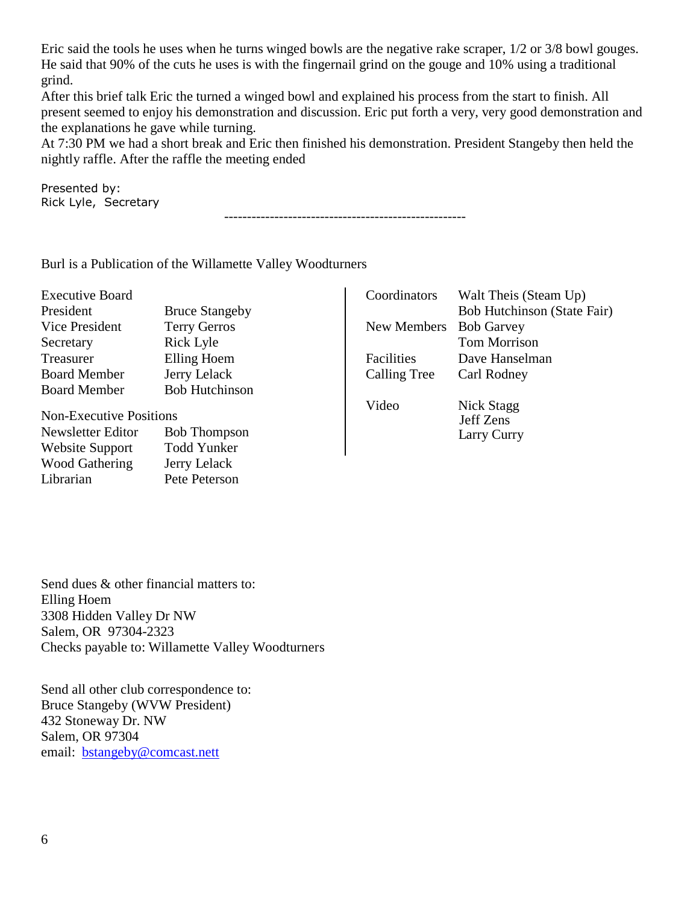Eric said the tools he uses when he turns winged bowls are the negative rake scraper, 1/2 or 3/8 bowl gouges. He said that 90% of the cuts he uses is with the fingernail grind on the gouge and 10% using a traditional grind.

After this brief talk Eric the turned a winged bowl and explained his process from the start to finish. All present seemed to enjoy his demonstration and discussion. Eric put forth a very, very good demonstration and the explanations he gave while turning.

At 7:30 PM we had a short break and Eric then finished his demonstration. President Stangeby then held the nightly raffle. After the raffle the meeting ended

Presented by:
Rick Lyle, Secretary

----------------------------------------------------

Burl is a Publication of the Willamette Valley Woodturners

Executive Board

| | |
|---|---|
| President | Bruce Stangeby |
| Vice President | Terry Gerros |
| Secretary | Rick Lyle |
| Treasurer | Elling Hoem |
| Board Member | Jerry Lelack |
| Board Member | Bob Hutchinson |

Non-Executive Positions

| | |
|---|---|
| Newsletter Editor | Bob Thompson |
| Website Support | Todd Yunker |
| Wood Gathering | Jerry Lelack |
| Librarian | Pete Peterson |

| | |
|---|---|
| Coordinators | Walt Theis (Steam Up) |
| | Bob Hutchinson (State Fair) |
| New Members | Bob Garvey |
| | Tom Morrison |
| Facilities | Dave Hanselman |
| Calling Tree | Carl Rodney |
| Video | Nick Stagg |
| | Jeff Zens |
| | Larry Curry |

Send dues & other financial matters to:
Elling Hoem
3308 Hidden Valley Dr NW
Salem, OR 97304-2323
Checks payable to: Willamette Valley Woodturners

Send all other club correspondence to:
Bruce Stangeby (WVW President)
432 Stoneway Dr. NW
Salem, OR 97304
email: bstangeby@comcast.nett